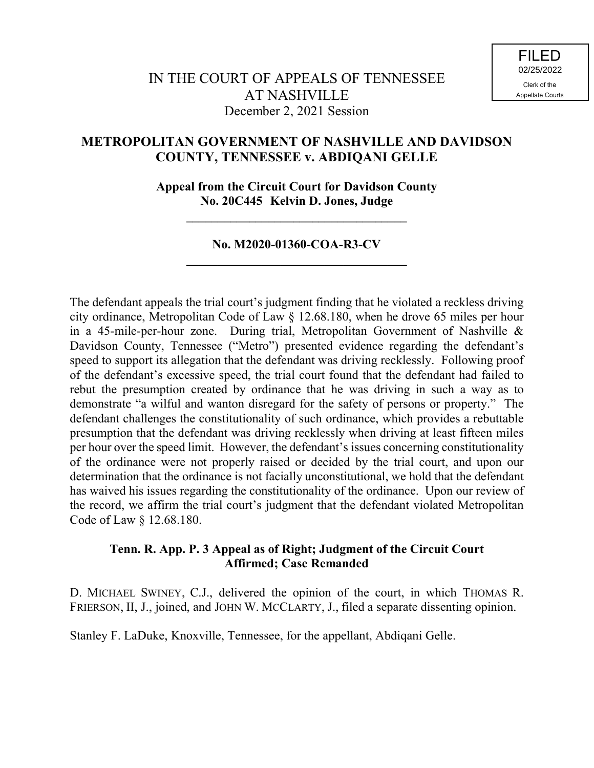FILED
02/25/2022
Clerk of the
Appellate Courts

# IN THE COURT OF APPEALS OF TENNESSEE AT NASHVILLE

December 2, 2021 Session

## METROPOLITAN GOVERNMENT OF NASHVILLE AND DAVIDSON COUNTY, TENNESSEE v. ABDIQANI GELLE

**Appeal from the Circuit Court for Davidson County**
**No. 20C445 Kelvin D. Jones, Judge**

---

**No. M2020-01360-COA-R3-CV**

---

The defendant appeals the trial court's judgment finding that he violated a reckless driving city ordinance, Metropolitan Code of Law § 12.68.180, when he drove 65 miles per hour in a 45-mile-per-hour zone. During trial, Metropolitan Government of Nashville & Davidson County, Tennessee ("Metro") presented evidence regarding the defendant's speed to support its allegation that the defendant was driving recklessly. Following proof of the defendant's excessive speed, the trial court found that the defendant had failed to rebut the presumption created by ordinance that he was driving in such a way as to demonstrate "a wilful and wanton disregard for the safety of persons or property." The defendant challenges the constitutionality of such ordinance, which provides a rebuttable presumption that the defendant was driving recklessly when driving at least fifteen miles per hour over the speed limit. However, the defendant's issues concerning constitutionality of the ordinance were not properly raised or decided by the trial court, and upon our determination that the ordinance is not facially unconstitutional, we hold that the defendant has waived his issues regarding the constitutionality of the ordinance. Upon our review of the record, we affirm the trial court's judgment that the defendant violated Metropolitan Code of Law § 12.68.180.

**Tenn. R. App. P. 3 Appeal as of Right; Judgment of the Circuit Court Affirmed; Case Remanded**

D. MICHAEL SWINEY, C.J., delivered the opinion of the court, in which THOMAS R. FRIERSON, II, J., joined, and JOHN W. MCCLARTY, J., filed a separate dissenting opinion.

Stanley F. LaDuke, Knoxville, Tennessee, for the appellant, Abdiqani Gelle.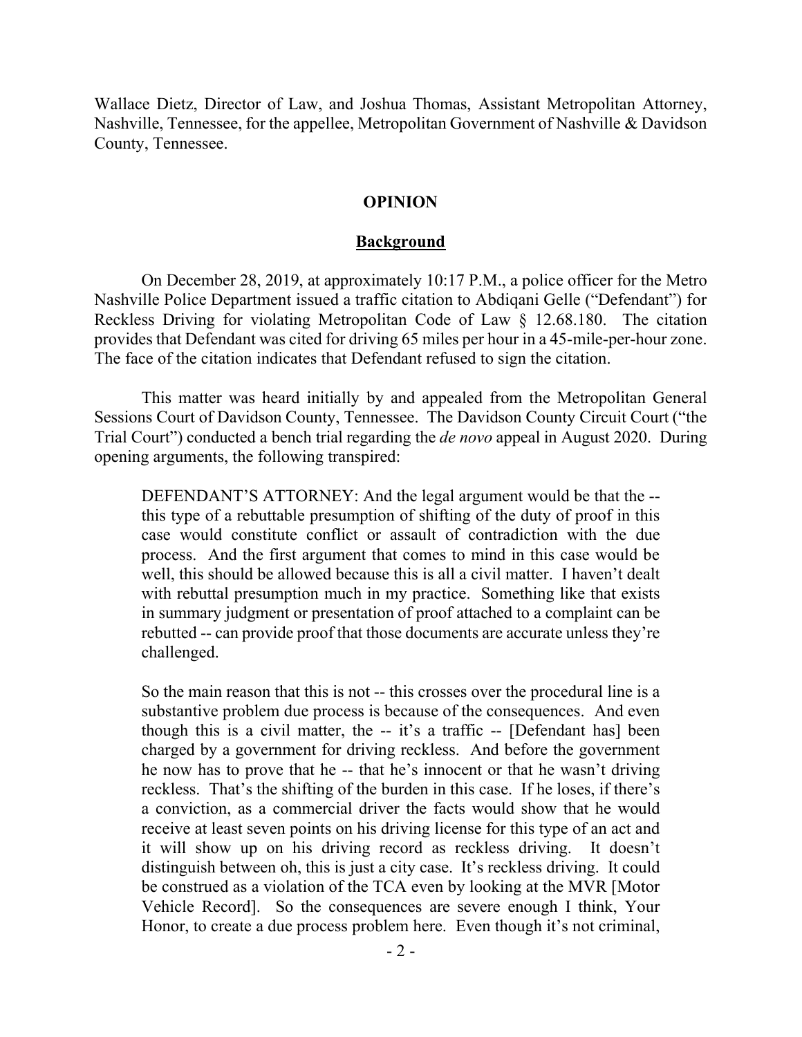Wallace Dietz, Director of Law, and Joshua Thomas, Assistant Metropolitan Attorney, Nashville, Tennessee, for the appellee, Metropolitan Government of Nashville & Davidson County, Tennessee.

## OPINION

### Background

On December 28, 2019, at approximately 10:17 P.M., a police officer for the Metro Nashville Police Department issued a traffic citation to Abdiqani Gelle ("Defendant") for Reckless Driving for violating Metropolitan Code of Law § 12.68.180. The citation provides that Defendant was cited for driving 65 miles per hour in a 45-mile-per-hour zone. The face of the citation indicates that Defendant refused to sign the citation.

This matter was heard initially by and appealed from the Metropolitan General Sessions Court of Davidson County, Tennessee. The Davidson County Circuit Court ("the Trial Court") conducted a bench trial regarding the *de novo* appeal in August 2020. During opening arguments, the following transpired:

> DEFENDANT'S ATTORNEY: And the legal argument would be that the -- this type of a rebuttable presumption of shifting of the duty of proof in this case would constitute conflict or assault of contradiction with the due process. And the first argument that comes to mind in this case would be well, this should be allowed because this is all a civil matter. I haven't dealt with rebuttal presumption much in my practice. Something like that exists in summary judgment or presentation of proof attached to a complaint can be rebutted -- can provide proof that those documents are accurate unless they're challenged.
>
> So the main reason that this is not -- this crosses over the procedural line is a substantive problem due process is because of the consequences. And even though this is a civil matter, the -- it's a traffic -- [Defendant has] been charged by a government for driving reckless. And before the government he now has to prove that he -- that he's innocent or that he wasn't driving reckless. That's the shifting of the burden in this case. If he loses, if there's a conviction, as a commercial driver the facts would show that he would receive at least seven points on his driving license for this type of an act and it will show up on his driving record as reckless driving. It doesn't distinguish between oh, this is just a city case. It's reckless driving. It could be construed as a violation of the TCA even by looking at the MVR [Motor Vehicle Record]. So the consequences are severe enough I think, Your Honor, to create a due process problem here. Even though it's not criminal,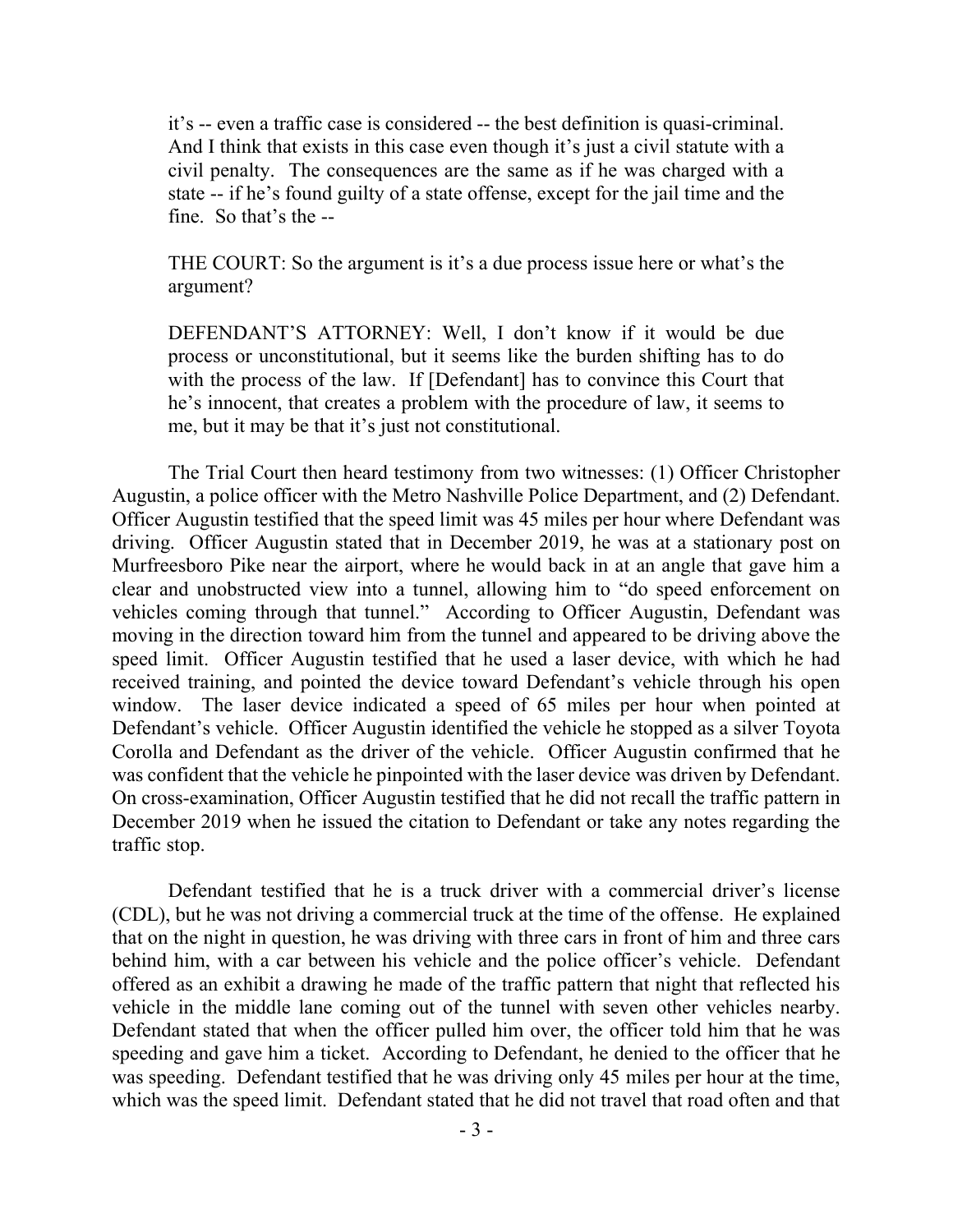it's -- even a traffic case is considered -- the best definition is quasi-criminal. And I think that exists in this case even though it's just a civil statute with a civil penalty. The consequences are the same as if he was charged with a state -- if he's found guilty of a state offense, except for the jail time and the fine. So that's the --

THE COURT: So the argument is it's a due process issue here or what's the argument?

DEFENDANT'S ATTORNEY: Well, I don't know if it would be due process or unconstitutional, but it seems like the burden shifting has to do with the process of the law. If [Defendant] has to convince this Court that he's innocent, that creates a problem with the procedure of law, it seems to me, but it may be that it's just not constitutional.

The Trial Court then heard testimony from two witnesses: (1) Officer Christopher Augustin, a police officer with the Metro Nashville Police Department, and (2) Defendant. Officer Augustin testified that the speed limit was 45 miles per hour where Defendant was driving. Officer Augustin stated that in December 2019, he was at a stationary post on Murfreesboro Pike near the airport, where he would back in at an angle that gave him a clear and unobstructed view into a tunnel, allowing him to "do speed enforcement on vehicles coming through that tunnel." According to Officer Augustin, Defendant was moving in the direction toward him from the tunnel and appeared to be driving above the speed limit. Officer Augustin testified that he used a laser device, with which he had received training, and pointed the device toward Defendant's vehicle through his open window. The laser device indicated a speed of 65 miles per hour when pointed at Defendant's vehicle. Officer Augustin identified the vehicle he stopped as a silver Toyota Corolla and Defendant as the driver of the vehicle. Officer Augustin confirmed that he was confident that the vehicle he pinpointed with the laser device was driven by Defendant. On cross-examination, Officer Augustin testified that he did not recall the traffic pattern in December 2019 when he issued the citation to Defendant or take any notes regarding the traffic stop.

Defendant testified that he is a truck driver with a commercial driver's license (CDL), but he was not driving a commercial truck at the time of the offense. He explained that on the night in question, he was driving with three cars in front of him and three cars behind him, with a car between his vehicle and the police officer's vehicle. Defendant offered as an exhibit a drawing he made of the traffic pattern that night that reflected his vehicle in the middle lane coming out of the tunnel with seven other vehicles nearby. Defendant stated that when the officer pulled him over, the officer told him that he was speeding and gave him a ticket. According to Defendant, he denied to the officer that he was speeding. Defendant testified that he was driving only 45 miles per hour at the time, which was the speed limit. Defendant stated that he did not travel that road often and that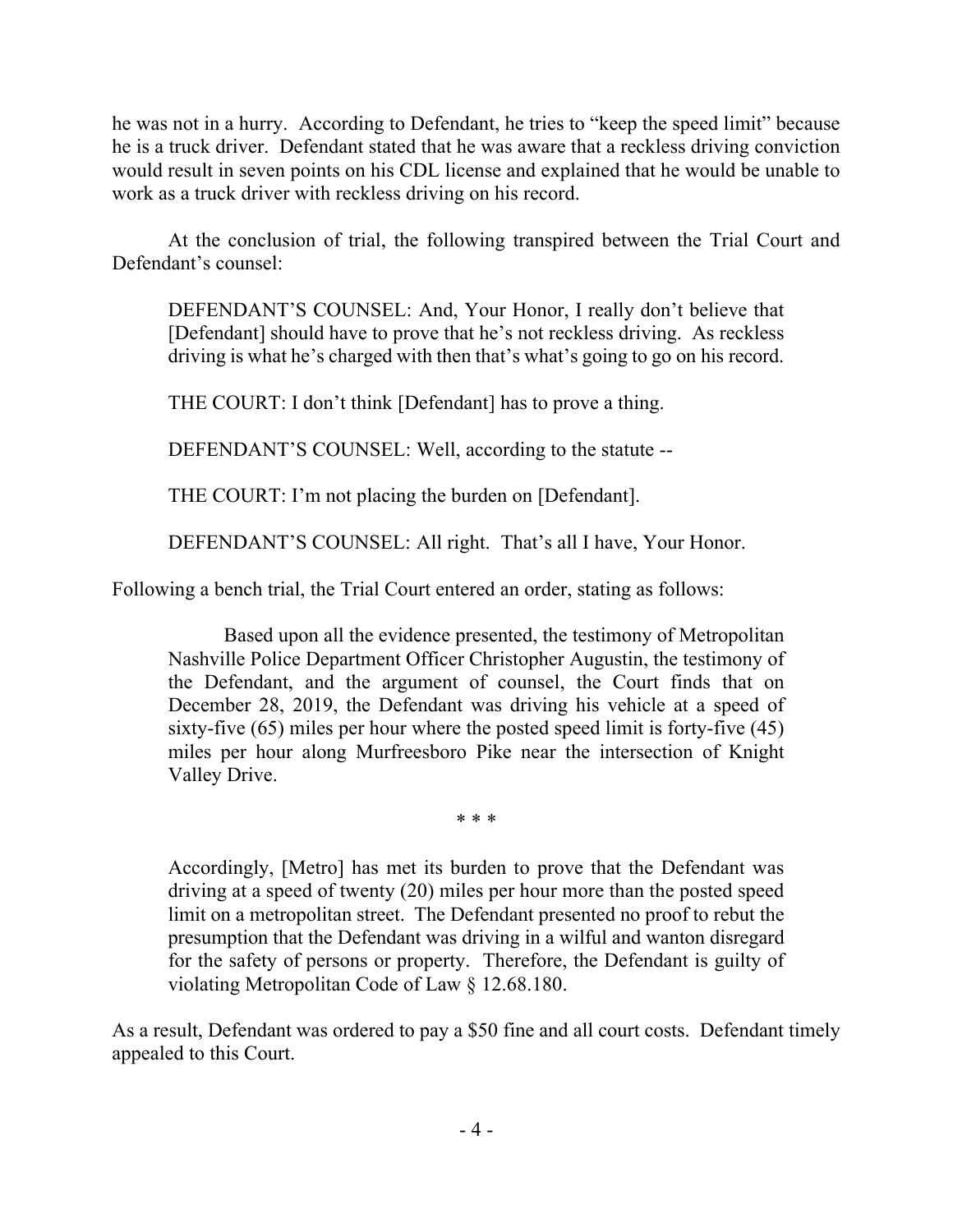he was not in a hurry. According to Defendant, he tries to "keep the speed limit" because he is a truck driver. Defendant stated that he was aware that a reckless driving conviction would result in seven points on his CDL license and explained that he would be unable to work as a truck driver with reckless driving on his record.

At the conclusion of trial, the following transpired between the Trial Court and Defendant's counsel:

> DEFENDANT'S COUNSEL: And, Your Honor, I really don't believe that [Defendant] should have to prove that he's not reckless driving. As reckless driving is what he's charged with then that's what's going to go on his record.
>
> THE COURT: I don't think [Defendant] has to prove a thing.
>
> DEFENDANT'S COUNSEL: Well, according to the statute --
>
> THE COURT: I'm not placing the burden on [Defendant].
>
> DEFENDANT'S COUNSEL: All right. That's all I have, Your Honor.

Following a bench trial, the Trial Court entered an order, stating as follows:

> Based upon all the evidence presented, the testimony of Metropolitan Nashville Police Department Officer Christopher Augustin, the testimony of the Defendant, and the argument of counsel, the Court finds that on December 28, 2019, the Defendant was driving his vehicle at a speed of sixty-five (65) miles per hour where the posted speed limit is forty-five (45) miles per hour along Murfreesboro Pike near the intersection of Knight Valley Drive.
>
> \* \* \*
>
> Accordingly, [Metro] has met its burden to prove that the Defendant was driving at a speed of twenty (20) miles per hour more than the posted speed limit on a metropolitan street. The Defendant presented no proof to rebut the presumption that the Defendant was driving in a wilful and wanton disregard for the safety of persons or property. Therefore, the Defendant is guilty of violating Metropolitan Code of Law § 12.68.180.

As a result, Defendant was ordered to pay a \$50 fine and all court costs. Defendant timely appealed to this Court.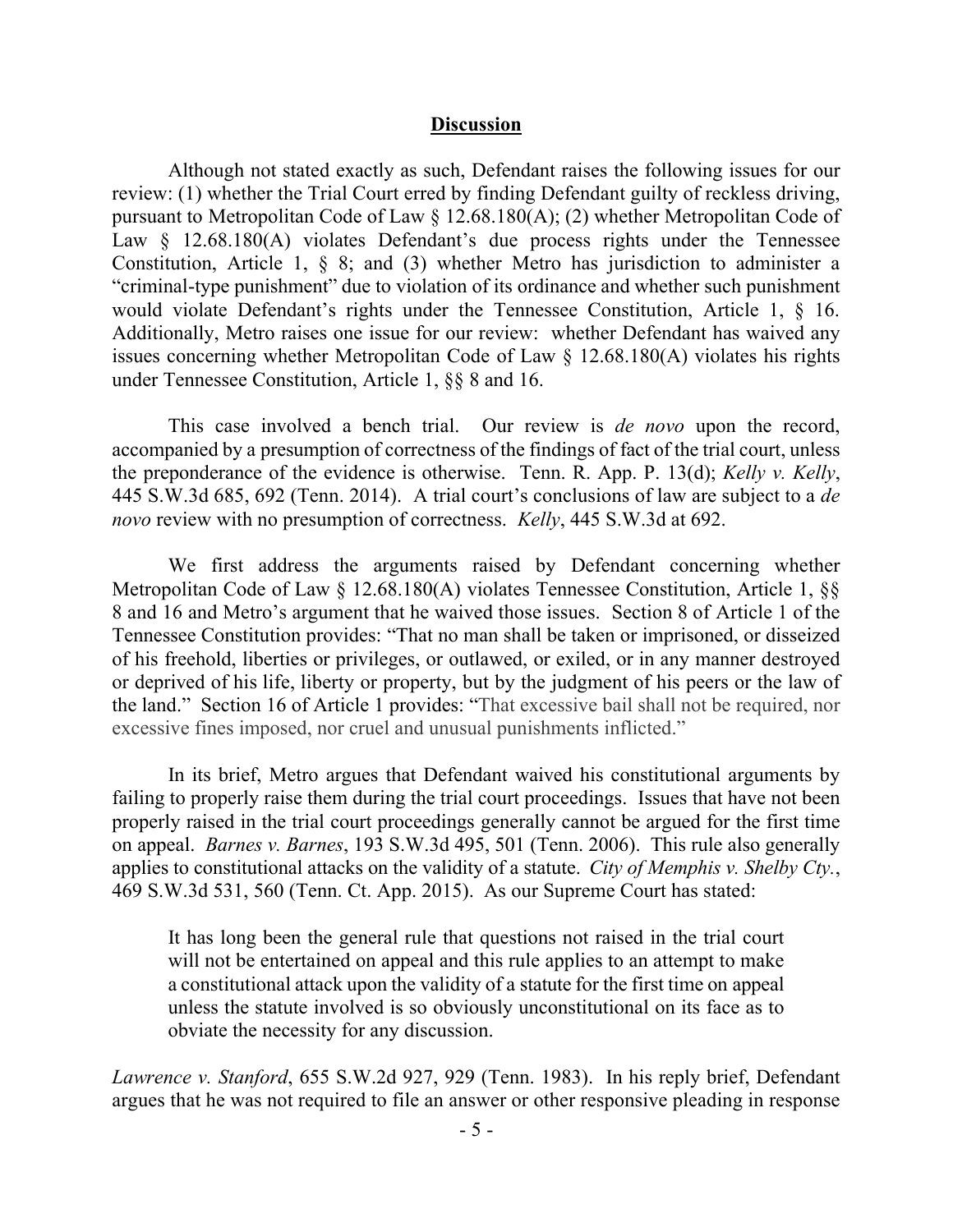## **Discussion**

Although not stated exactly as such, Defendant raises the following issues for our review: (1) whether the Trial Court erred by finding Defendant guilty of reckless driving, pursuant to Metropolitan Code of Law § 12.68.180(A); (2) whether Metropolitan Code of Law § 12.68.180(A) violates Defendant's due process rights under the Tennessee Constitution, Article 1, § 8; and (3) whether Metro has jurisdiction to administer a "criminal-type punishment" due to violation of its ordinance and whether such punishment would violate Defendant's rights under the Tennessee Constitution, Article 1, § 16. Additionally, Metro raises one issue for our review: whether Defendant has waived any issues concerning whether Metropolitan Code of Law § 12.68.180(A) violates his rights under Tennessee Constitution, Article 1, §§ 8 and 16.

This case involved a bench trial. Our review is *de novo* upon the record, accompanied by a presumption of correctness of the findings of fact of the trial court, unless the preponderance of the evidence is otherwise. Tenn. R. App. P. 13(d); *Kelly v. Kelly*, 445 S.W.3d 685, 692 (Tenn. 2014). A trial court's conclusions of law are subject to a *de novo* review with no presumption of correctness. *Kelly*, 445 S.W.3d at 692.

We first address the arguments raised by Defendant concerning whether Metropolitan Code of Law § 12.68.180(A) violates Tennessee Constitution, Article 1, §§ 8 and 16 and Metro's argument that he waived those issues. Section 8 of Article 1 of the Tennessee Constitution provides: "That no man shall be taken or imprisoned, or disseized of his freehold, liberties or privileges, or outlawed, or exiled, or in any manner destroyed or deprived of his life, liberty or property, but by the judgment of his peers or the law of the land." Section 16 of Article 1 provides: "That excessive bail shall not be required, nor excessive fines imposed, nor cruel and unusual punishments inflicted."

In its brief, Metro argues that Defendant waived his constitutional arguments by failing to properly raise them during the trial court proceedings. Issues that have not been properly raised in the trial court proceedings generally cannot be argued for the first time on appeal. *Barnes v. Barnes*, 193 S.W.3d 495, 501 (Tenn. 2006). This rule also generally applies to constitutional attacks on the validity of a statute. *City of Memphis v. Shelby Cty.*, 469 S.W.3d 531, 560 (Tenn. Ct. App. 2015). As our Supreme Court has stated:

> It has long been the general rule that questions not raised in the trial court will not be entertained on appeal and this rule applies to an attempt to make a constitutional attack upon the validity of a statute for the first time on appeal unless the statute involved is so obviously unconstitutional on its face as to obviate the necessity for any discussion.

*Lawrence v. Stanford*, 655 S.W.2d 927, 929 (Tenn. 1983). In his reply brief, Defendant argues that he was not required to file an answer or other responsive pleading in response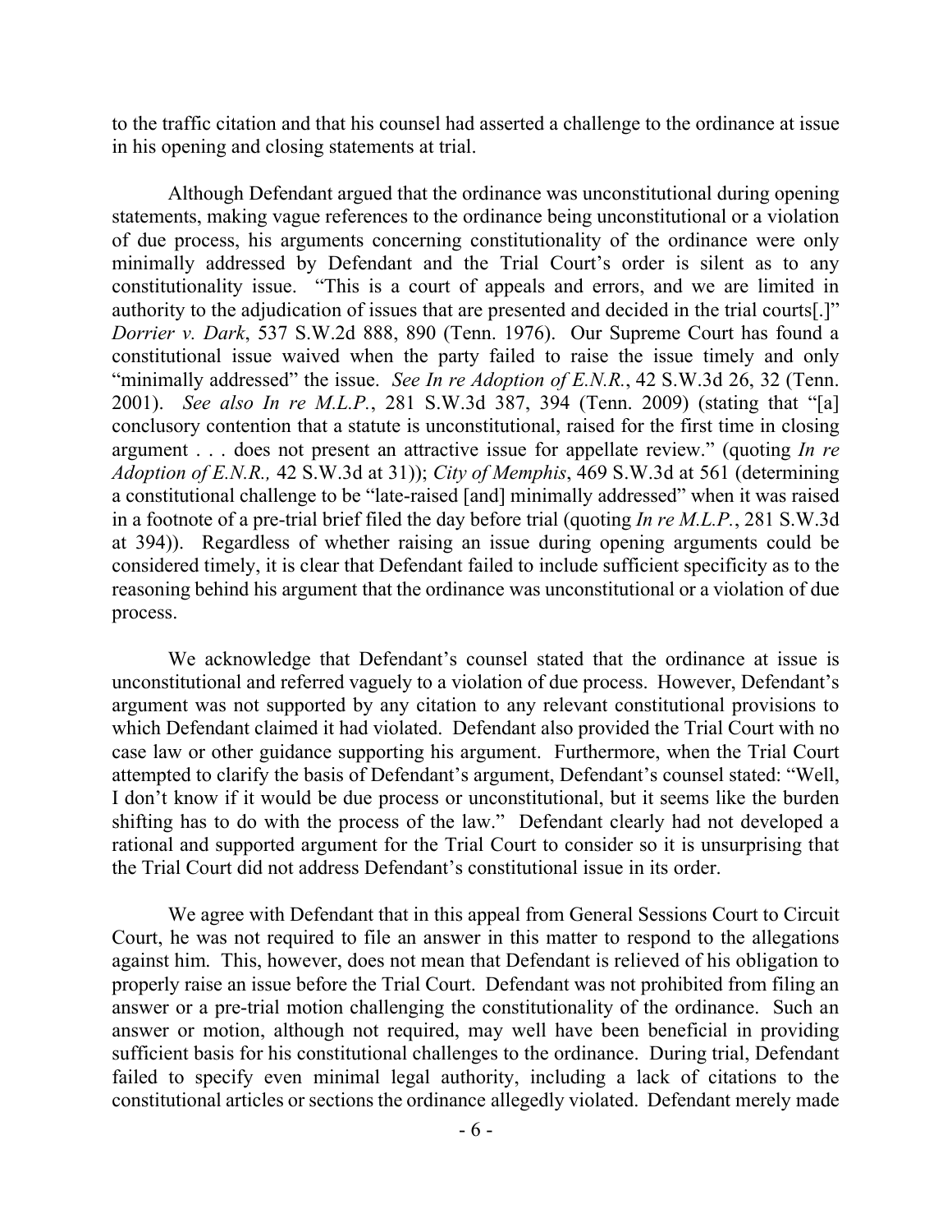to the traffic citation and that his counsel had asserted a challenge to the ordinance at issue in his opening and closing statements at trial.

Although Defendant argued that the ordinance was unconstitutional during opening statements, making vague references to the ordinance being unconstitutional or a violation of due process, his arguments concerning constitutionality of the ordinance were only minimally addressed by Defendant and the Trial Court's order is silent as to any constitutionality issue. "This is a court of appeals and errors, and we are limited in authority to the adjudication of issues that are presented and decided in the trial courts[.]" *Dorrier v. Dark*, 537 S.W.2d 888, 890 (Tenn. 1976). Our Supreme Court has found a constitutional issue waived when the party failed to raise the issue timely and only "minimally addressed" the issue. *See In re Adoption of E.N.R.*, 42 S.W.3d 26, 32 (Tenn. 2001). *See also In re M.L.P.*, 281 S.W.3d 387, 394 (Tenn. 2009) (stating that "[a] conclusory contention that a statute is unconstitutional, raised for the first time in closing argument . . . does not present an attractive issue for appellate review." (quoting *In re Adoption of E.N.R.,* 42 S.W.3d at 31)); *City of Memphis*, 469 S.W.3d at 561 (determining a constitutional challenge to be "late-raised [and] minimally addressed" when it was raised in a footnote of a pre-trial brief filed the day before trial (quoting *In re M.L.P.*, 281 S.W.3d at 394)). Regardless of whether raising an issue during opening arguments could be considered timely, it is clear that Defendant failed to include sufficient specificity as to the reasoning behind his argument that the ordinance was unconstitutional or a violation of due process.

We acknowledge that Defendant's counsel stated that the ordinance at issue is unconstitutional and referred vaguely to a violation of due process. However, Defendant's argument was not supported by any citation to any relevant constitutional provisions to which Defendant claimed it had violated. Defendant also provided the Trial Court with no case law or other guidance supporting his argument. Furthermore, when the Trial Court attempted to clarify the basis of Defendant's argument, Defendant's counsel stated: "Well, I don't know if it would be due process or unconstitutional, but it seems like the burden shifting has to do with the process of the law." Defendant clearly had not developed a rational and supported argument for the Trial Court to consider so it is unsurprising that the Trial Court did not address Defendant's constitutional issue in its order.

We agree with Defendant that in this appeal from General Sessions Court to Circuit Court, he was not required to file an answer in this matter to respond to the allegations against him. This, however, does not mean that Defendant is relieved of his obligation to properly raise an issue before the Trial Court. Defendant was not prohibited from filing an answer or a pre-trial motion challenging the constitutionality of the ordinance. Such an answer or motion, although not required, may well have been beneficial in providing sufficient basis for his constitutional challenges to the ordinance. During trial, Defendant failed to specify even minimal legal authority, including a lack of citations to the constitutional articles or sections the ordinance allegedly violated. Defendant merely made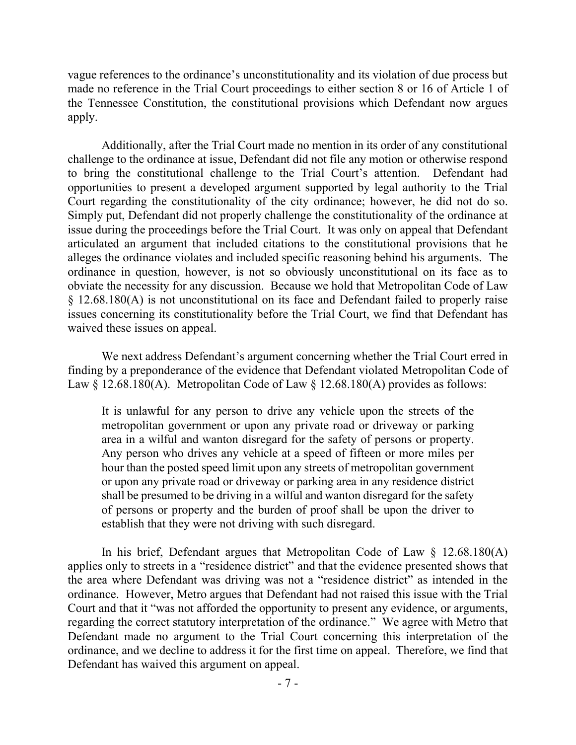vague references to the ordinance's unconstitutionality and its violation of due process but made no reference in the Trial Court proceedings to either section 8 or 16 of Article 1 of the Tennessee Constitution, the constitutional provisions which Defendant now argues apply.

Additionally, after the Trial Court made no mention in its order of any constitutional challenge to the ordinance at issue, Defendant did not file any motion or otherwise respond to bring the constitutional challenge to the Trial Court's attention. Defendant had opportunities to present a developed argument supported by legal authority to the Trial Court regarding the constitutionality of the city ordinance; however, he did not do so. Simply put, Defendant did not properly challenge the constitutionality of the ordinance at issue during the proceedings before the Trial Court. It was only on appeal that Defendant articulated an argument that included citations to the constitutional provisions that he alleges the ordinance violates and included specific reasoning behind his arguments. The ordinance in question, however, is not so obviously unconstitutional on its face as to obviate the necessity for any discussion. Because we hold that Metropolitan Code of Law § 12.68.180(A) is not unconstitutional on its face and Defendant failed to properly raise issues concerning its constitutionality before the Trial Court, we find that Defendant has waived these issues on appeal.

We next address Defendant's argument concerning whether the Trial Court erred in finding by a preponderance of the evidence that Defendant violated Metropolitan Code of Law § 12.68.180(A). Metropolitan Code of Law § 12.68.180(A) provides as follows:

> It is unlawful for any person to drive any vehicle upon the streets of the metropolitan government or upon any private road or driveway or parking area in a wilful and wanton disregard for the safety of persons or property. Any person who drives any vehicle at a speed of fifteen or more miles per hour than the posted speed limit upon any streets of metropolitan government or upon any private road or driveway or parking area in any residence district shall be presumed to be driving in a wilful and wanton disregard for the safety of persons or property and the burden of proof shall be upon the driver to establish that they were not driving with such disregard.

In his brief, Defendant argues that Metropolitan Code of Law § 12.68.180(A) applies only to streets in a "residence district" and that the evidence presented shows that the area where Defendant was driving was not a "residence district" as intended in the ordinance. However, Metro argues that Defendant had not raised this issue with the Trial Court and that it "was not afforded the opportunity to present any evidence, or arguments, regarding the correct statutory interpretation of the ordinance." We agree with Metro that Defendant made no argument to the Trial Court concerning this interpretation of the ordinance, and we decline to address it for the first time on appeal. Therefore, we find that Defendant has waived this argument on appeal.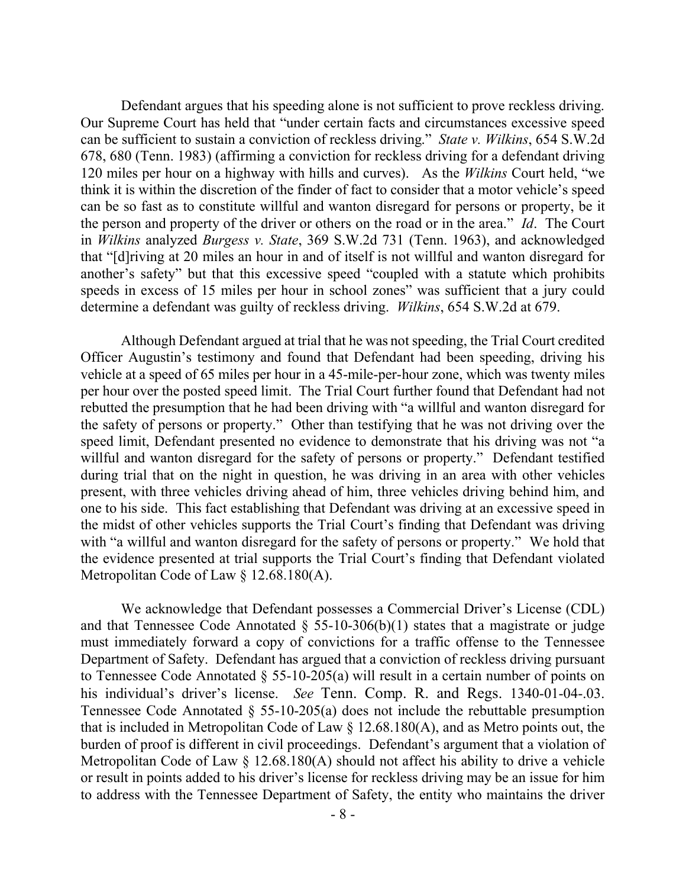Defendant argues that his speeding alone is not sufficient to prove reckless driving. Our Supreme Court has held that "under certain facts and circumstances excessive speed can be sufficient to sustain a conviction of reckless driving." *State v. Wilkins*, 654 S.W.2d 678, 680 (Tenn. 1983) (affirming a conviction for reckless driving for a defendant driving 120 miles per hour on a highway with hills and curves). As the *Wilkins* Court held, "we think it is within the discretion of the finder of fact to consider that a motor vehicle's speed can be so fast as to constitute willful and wanton disregard for persons or property, be it the person and property of the driver or others on the road or in the area." *Id*. The Court in *Wilkins* analyzed *Burgess v. State*, 369 S.W.2d 731 (Tenn. 1963), and acknowledged that "[d]riving at 20 miles an hour in and of itself is not willful and wanton disregard for another's safety" but that this excessive speed "coupled with a statute which prohibits speeds in excess of 15 miles per hour in school zones" was sufficient that a jury could determine a defendant was guilty of reckless driving. *Wilkins*, 654 S.W.2d at 679.

Although Defendant argued at trial that he was not speeding, the Trial Court credited Officer Augustin's testimony and found that Defendant had been speeding, driving his vehicle at a speed of 65 miles per hour in a 45-mile-per-hour zone, which was twenty miles per hour over the posted speed limit. The Trial Court further found that Defendant had not rebutted the presumption that he had been driving with "a willful and wanton disregard for the safety of persons or property." Other than testifying that he was not driving over the speed limit, Defendant presented no evidence to demonstrate that his driving was not "a willful and wanton disregard for the safety of persons or property." Defendant testified during trial that on the night in question, he was driving in an area with other vehicles present, with three vehicles driving ahead of him, three vehicles driving behind him, and one to his side. This fact establishing that Defendant was driving at an excessive speed in the midst of other vehicles supports the Trial Court's finding that Defendant was driving with "a willful and wanton disregard for the safety of persons or property." We hold that the evidence presented at trial supports the Trial Court's finding that Defendant violated Metropolitan Code of Law § 12.68.180(A).

We acknowledge that Defendant possesses a Commercial Driver's License (CDL) and that Tennessee Code Annotated § 55-10-306(b)(1) states that a magistrate or judge must immediately forward a copy of convictions for a traffic offense to the Tennessee Department of Safety. Defendant has argued that a conviction of reckless driving pursuant to Tennessee Code Annotated § 55-10-205(a) will result in a certain number of points on his individual's driver's license. *See* Tenn. Comp. R. and Regs. 1340-01-04-.03. Tennessee Code Annotated § 55-10-205(a) does not include the rebuttable presumption that is included in Metropolitan Code of Law § 12.68.180(A), and as Metro points out, the burden of proof is different in civil proceedings. Defendant's argument that a violation of Metropolitan Code of Law § 12.68.180(A) should not affect his ability to drive a vehicle or result in points added to his driver's license for reckless driving may be an issue for him to address with the Tennessee Department of Safety, the entity who maintains the driver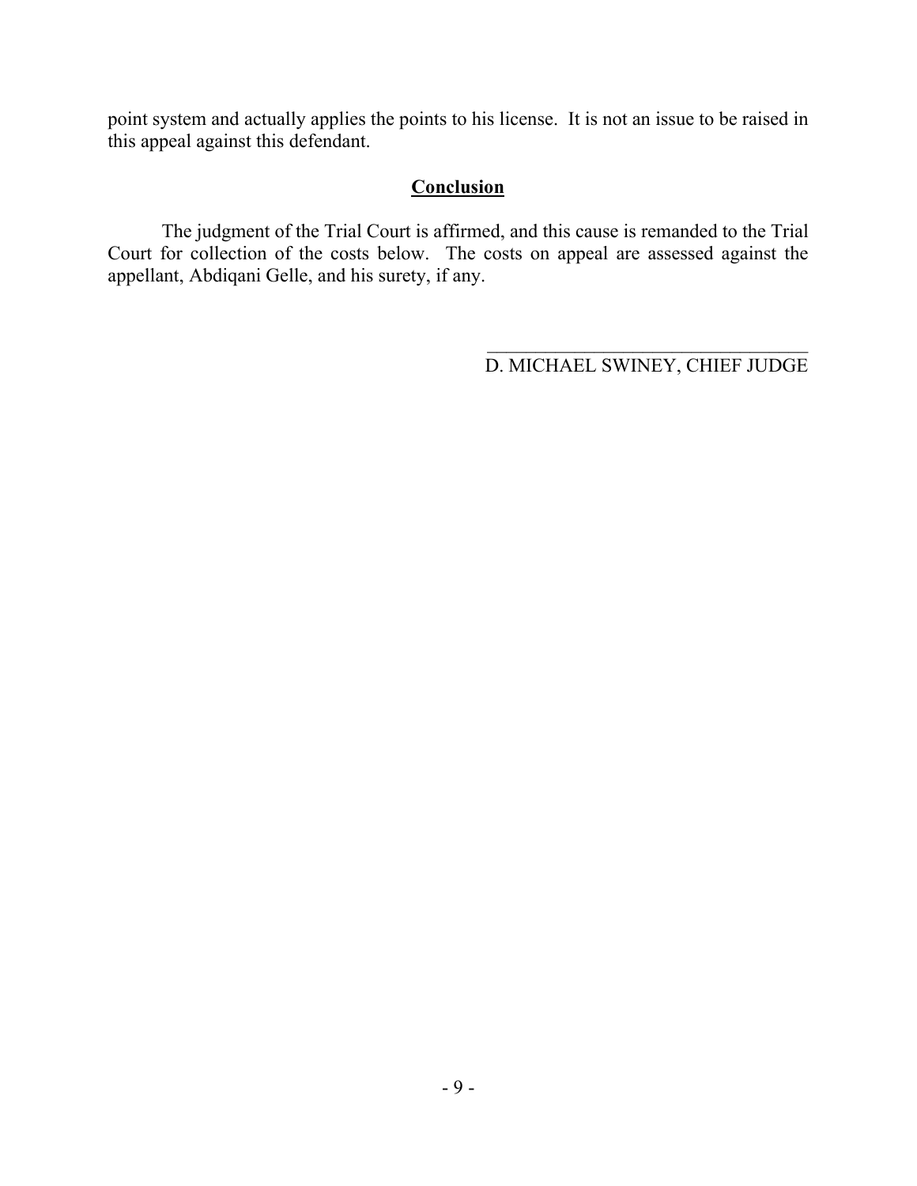point system and actually applies the points to his license. It is not an issue to be raised in this appeal against this defendant.

## **Conclusion**

The judgment of the Trial Court is affirmed, and this cause is remanded to the Trial Court for collection of the costs below. The costs on appeal are assessed against the appellant, Abdiqani Gelle, and his surety, if any.

\_\_\_\_\_\_\_\_\_\_\_\_\_\_\_\_\_\_\_\_\_\_\_\_\_\_\_\_\_\_\_\_\_\_\_\_\_\_

D. MICHAEL SWINEY, CHIEF JUDGE